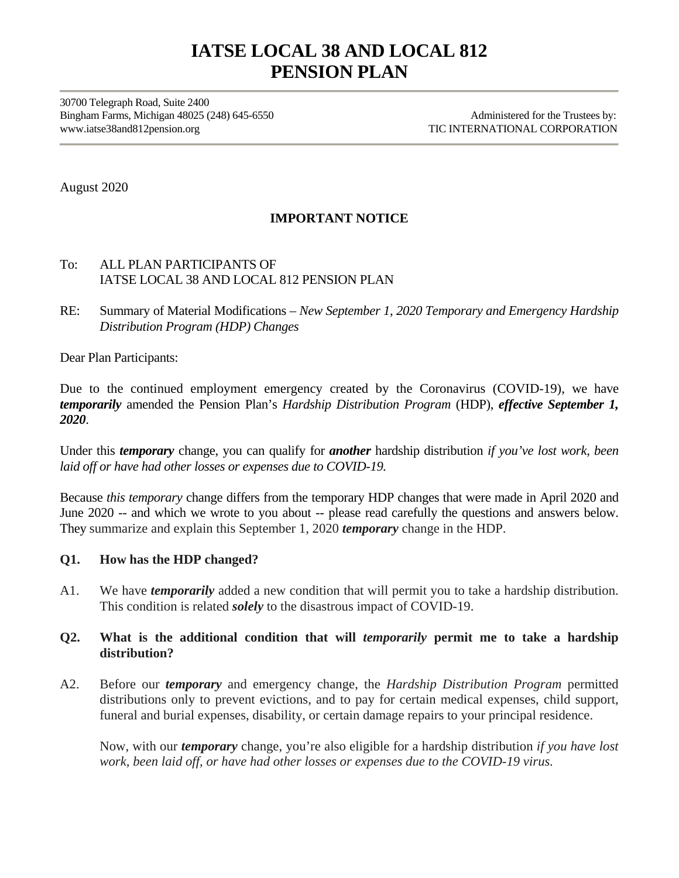# IATSE LOCAL 38 AND LOCAL 812 PENSION PLAN

30700 Telegraph Road, Suite 2400
Bingham Farms, Michigan 48025 (248) 645-6550
www.iatse38and812pension.org

Administered for the Trustees by:
TIC INTERNATIONAL CORPORATION

---

August 2020

**IMPORTANT NOTICE**

To: ALL PLAN PARTICIPANTS OF
IATSE LOCAL 38 AND LOCAL 812 PENSION PLAN

RE: Summary of Material Modifications – *New September 1, 2020 Temporary and Emergency Hardship Distribution Program (HDP) Changes*

Dear Plan Participants:

Due to the continued employment emergency created by the Coronavirus (COVID-19), we have ***temporarily*** amended the Pension Plan's *Hardship Distribution Program* (HDP), ***effective September 1, 2020***.

Under this ***temporary*** change, you can qualify for ***another*** hardship distribution *if you've lost work, been laid off or have had other losses or expenses due to COVID-19.*

Because *this temporary* change differs from the temporary HDP changes that were made in April 2020 and June 2020 -- and which we wrote to you about -- please read carefully the questions and answers below. They summarize and explain this September 1, 2020 ***temporary*** change in the HDP.

**Q1. How has the HDP changed?**

A1. We have ***temporarily*** added a new condition that will permit you to take a hardship distribution. This condition is related ***solely*** to the disastrous impact of COVID-19.

**Q2. What is the additional condition that will *temporarily* permit me to take a hardship distribution?**

A2. Before our ***temporary*** and emergency change, the *Hardship Distribution Program* permitted distributions only to prevent evictions, and to pay for certain medical expenses, child support, funeral and burial expenses, disability, or certain damage repairs to your principal residence.

Now, with our ***temporary*** change, you're also eligible for a hardship distribution *if you have lost work, been laid off, or have had other losses or expenses due to the COVID-19 virus.*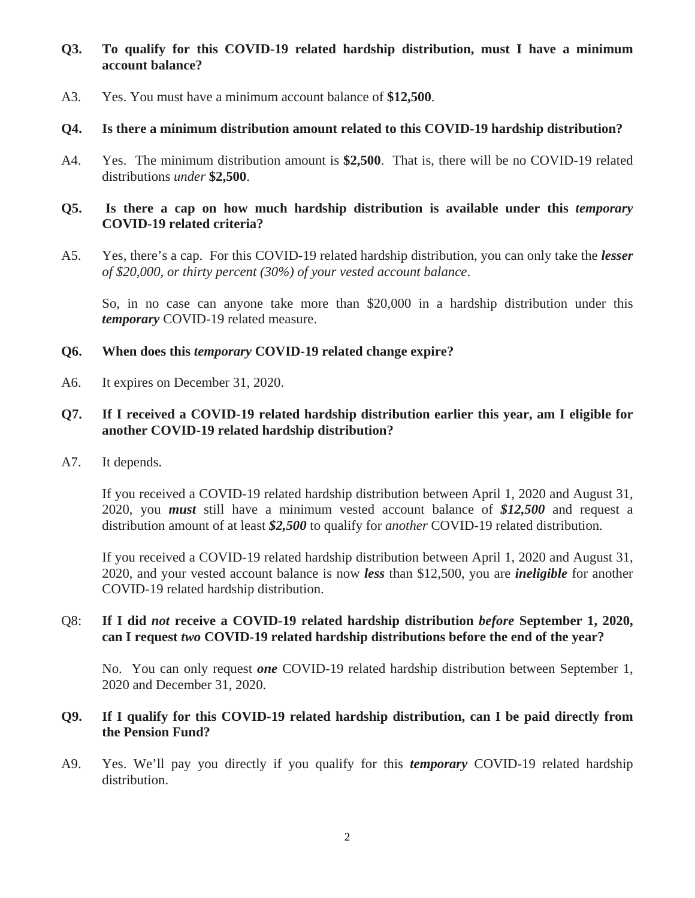**Q3. To qualify for this COVID-19 related hardship distribution, must I have a minimum account balance?**

A3. Yes. You must have a minimum account balance of **$12,500**.

**Q4. Is there a minimum distribution amount related to this COVID-19 hardship distribution?**

A4. Yes. The minimum distribution amount is **$2,500**. That is, there will be no COVID-19 related distributions *under* **$2,500**.

**Q5. Is there a cap on how much hardship distribution is available under this *temporary* COVID-19 related criteria?**

A5. Yes, there's a cap. For this COVID-19 related hardship distribution, you can only take the ***lesser*** *of $20,000, or thirty percent (30%) of your vested account balance*.

So, in no case can anyone take more than $20,000 in a hardship distribution under this ***temporary*** COVID-19 related measure.

**Q6. When does this *temporary* COVID-19 related change expire?**

A6. It expires on December 31, 2020.

**Q7. If I received a COVID-19 related hardship distribution earlier this year, am I eligible for another COVID-19 related hardship distribution?**

A7. It depends.

If you received a COVID-19 related hardship distribution between April 1, 2020 and August 31, 2020, you ***must*** still have a minimum vested account balance of ***$12,500*** and request a distribution amount of at least ***$2,500*** to qualify for *another* COVID-19 related distribution.

If you received a COVID-19 related hardship distribution between April 1, 2020 and August 31, 2020, and your vested account balance is now ***less*** than $12,500, you are ***ineligible*** for another COVID-19 related hardship distribution.

Q8: **If I did *not* receive a COVID-19 related hardship distribution *before* September 1, 2020, can I request *two* COVID-19 related hardship distributions before the end of the year?**

No. You can only request ***one*** COVID-19 related hardship distribution between September 1, 2020 and December 31, 2020.

**Q9. If I qualify for this COVID-19 related hardship distribution, can I be paid directly from the Pension Fund?**

A9. Yes. We'll pay you directly if you qualify for this ***temporary*** COVID-19 related hardship distribution.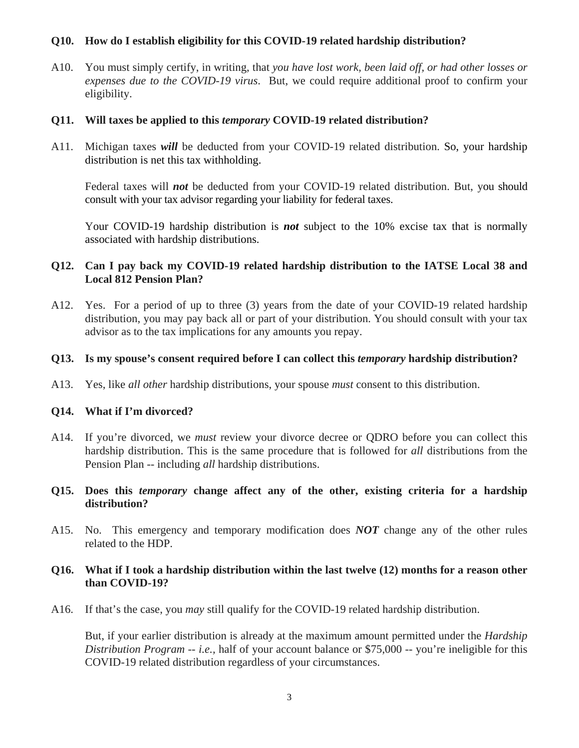**Q10. How do I establish eligibility for this COVID-19 related hardship distribution?**

A10. You must simply certify, in writing, that *you have lost work, been laid off, or had other losses or expenses due to the COVID-19 virus*. But, we could require additional proof to confirm your eligibility.

**Q11. Will taxes be applied to this *temporary* COVID-19 related distribution?**

A11. Michigan taxes ***will*** be deducted from your COVID-19 related distribution. So, your hardship distribution is net this tax withholding.

Federal taxes will ***not*** be deducted from your COVID-19 related distribution. But, you should consult with your tax advisor regarding your liability for federal taxes.

Your COVID-19 hardship distribution is ***not*** subject to the 10% excise tax that is normally associated with hardship distributions.

**Q12. Can I pay back my COVID-19 related hardship distribution to the IATSE Local 38 and Local 812 Pension Plan?**

A12. Yes. For a period of up to three (3) years from the date of your COVID-19 related hardship distribution, you may pay back all or part of your distribution. You should consult with your tax advisor as to the tax implications for any amounts you repay.

**Q13. Is my spouse's consent required before I can collect this *temporary* hardship distribution?**

A13. Yes, like *all other* hardship distributions, your spouse *must* consent to this distribution.

**Q14. What if I'm divorced?**

A14. If you're divorced, we *must* review your divorce decree or QDRO before you can collect this hardship distribution. This is the same procedure that is followed for *all* distributions from the Pension Plan -- including *all* hardship distributions.

**Q15. Does this *temporary* change affect any of the other, existing criteria for a hardship distribution?**

A15. No. This emergency and temporary modification does ***NOT*** change any of the other rules related to the HDP.

**Q16. What if I took a hardship distribution within the last twelve (12) months for a reason other than COVID-19?**

A16. If that's the case, you *may* still qualify for the COVID-19 related hardship distribution.

But, if your earlier distribution is already at the maximum amount permitted under the *Hardship Distribution Program -- i.e.,* half of your account balance or $75,000 -- you're ineligible for this COVID-19 related distribution regardless of your circumstances.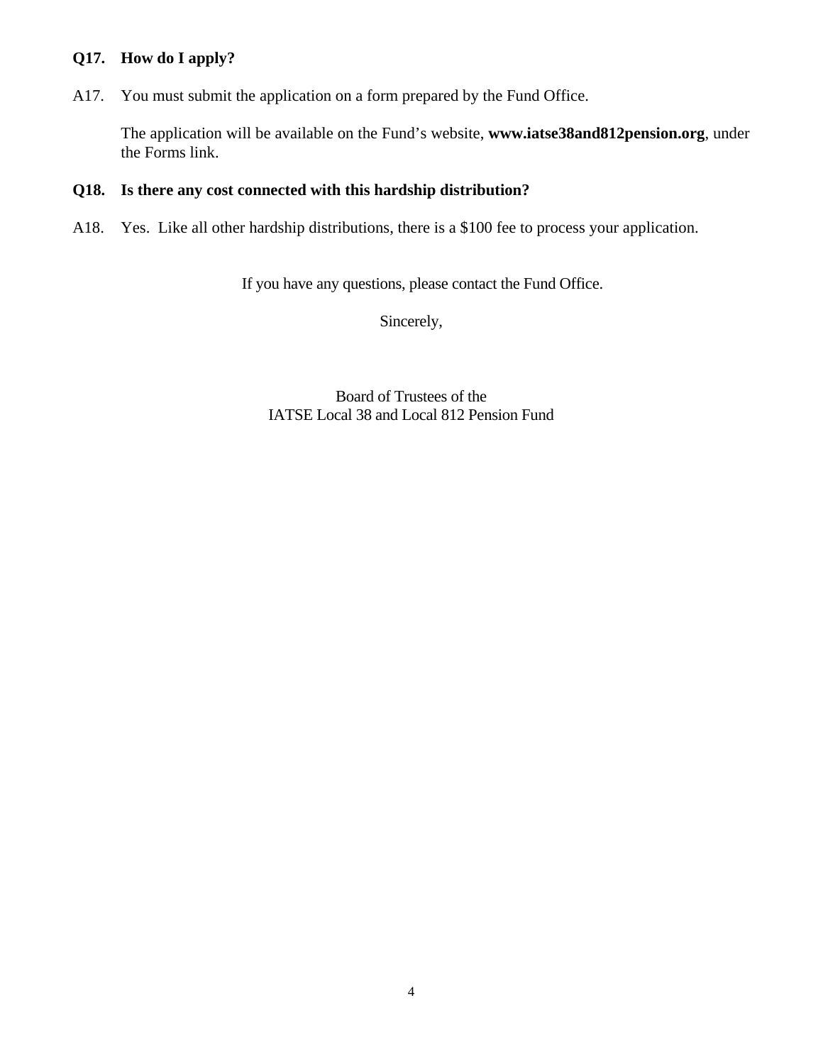**Q17. How do I apply?**

A17. You must submit the application on a form prepared by the Fund Office.

The application will be available on the Fund's website, **www.iatse38and812pension.org**, under the Forms link.

**Q18. Is there any cost connected with this hardship distribution?**

A18. Yes. Like all other hardship distributions, there is a $100 fee to process your application.

If you have any questions, please contact the Fund Office.

Sincerely,

Board of Trustees of the
IATSE Local 38 and Local 812 Pension Fund